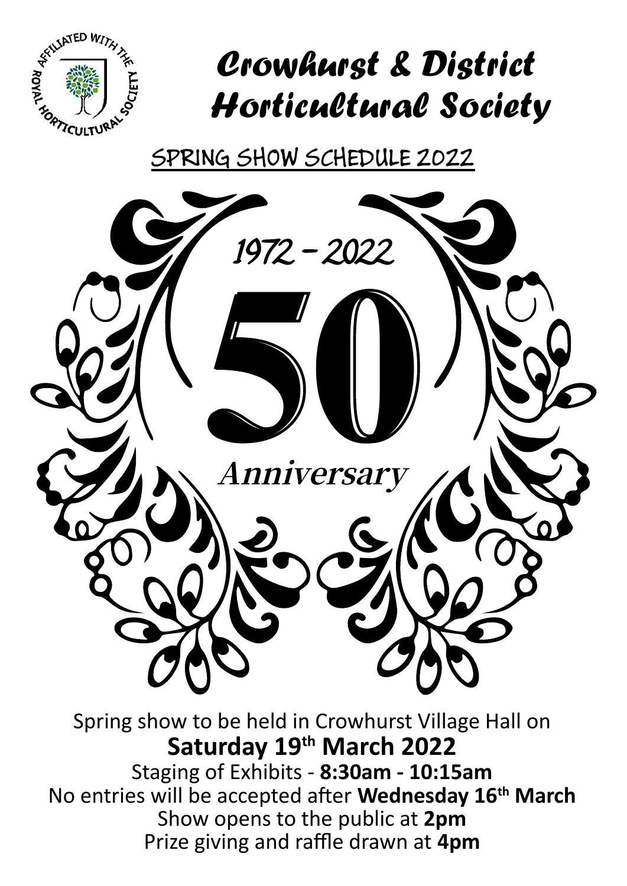AFFILIATED WITH THE ROYAL HORTICULTURAL SOCIETY

# *Crowhurst & District Horticultural Society*

## SPRING SHOW SCHEDULE 2022

1972 – 2022

# 50

*Anniversary*

Spring show to be held in Crowhurst Village Hall on

**Saturday 19th March 2022**

Staging of Exhibits - **8:30am - 10:15am**

No entries will be accepted after **Wednesday 16th March**

Show opens to the public at **2pm**

Prize giving and raffle drawn at **4pm**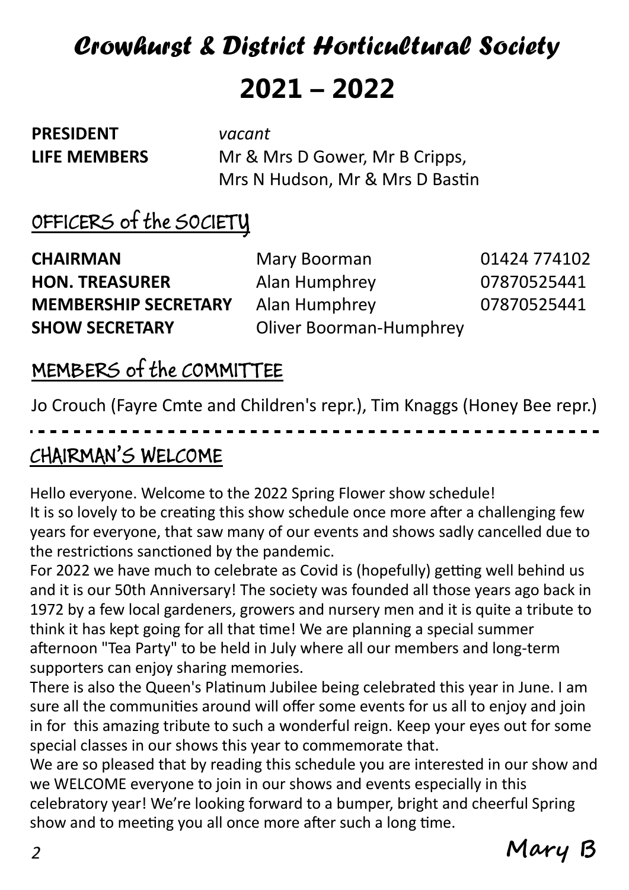# *Crowhurst & District Horticultural Society*

# 2021 – 2022

| | |
|---|---|
| **PRESIDENT** | *vacant* |
| **LIFE MEMBERS** | Mr & Mrs D Gower, Mr B Cripps, Mrs N Hudson, Mr & Mrs D Bastin |

## OFFICERS of the SOCIETY

| | | |
|---|---|---|
| **CHAIRMAN** | Mary Boorman | 01424 774102 |
| **HON. TREASURER** | Alan Humphrey | 07870525441 |
| **MEMBERSHIP SECRETARY** | Alan Humphrey | 07870525441 |
| **SHOW SECRETARY** | Oliver Boorman-Humphrey | |

## MEMBERS of the COMMITTEE

Jo Crouch (Fayre Cmte and Children's repr.), Tim Knaggs (Honey Bee repr.)

---

## CHAIRMAN'S WELCOME

Hello everyone. Welcome to the 2022 Spring Flower show schedule!
It is so lovely to be creating this show schedule once more after a challenging few years for everyone, that saw many of our events and shows sadly cancelled due to the restrictions sanctioned by the pandemic.
For 2022 we have much to celebrate as Covid is (hopefully) getting well behind us and it is our 50th Anniversary! The society was founded all those years ago back in 1972 by a few local gardeners, growers and nursery men and it is quite a tribute to think it has kept going for all that time! We are planning a special summer afternoon "Tea Party" to be held in July where all our members and long-term supporters can enjoy sharing memories.
There is also the Queen's Platinum Jubilee being celebrated this year in June. I am sure all the communities around will offer some events for us all to enjoy and join in for this amazing tribute to such a wonderful reign. Keep your eyes out for some special classes in our shows this year to commemorate that.
We are so pleased that by reading this schedule you are interested in our show and we WELCOME everyone to join in our shows and events especially in this celebratory year! We're looking forward to a bumper, bright and cheerful Spring show and to meeting you all once more after such a long time.

**Mary B**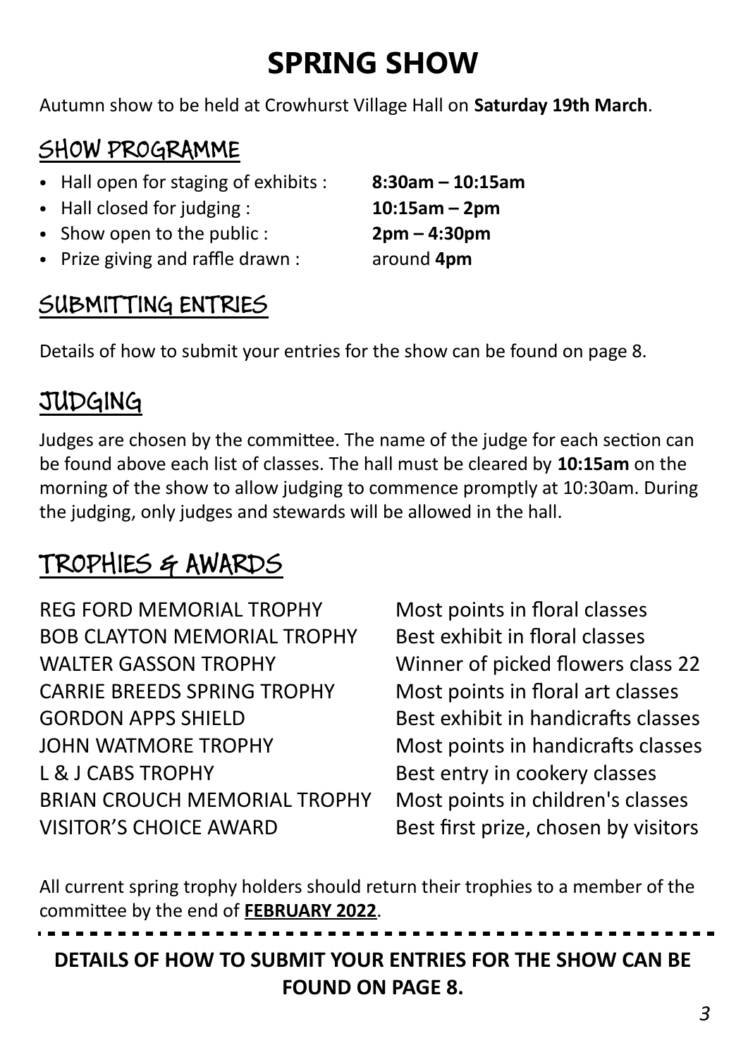# SPRING SHOW

Autumn show to be held at Crowhurst Village Hall on **Saturday 19th March**.

## SHOW PROGRAMME

- Hall open for staging of exhibits : **8:30am – 10:15am**
- Hall closed for judging : **10:15am – 2pm**
- Show open to the public : **2pm – 4:30pm**
- Prize giving and raffle drawn : around **4pm**

## SUBMITTING ENTRIES

Details of how to submit your entries for the show can be found on page 8.

## JUDGING

Judges are chosen by the committee. The name of the judge for each section can be found above each list of classes. The hall must be cleared by **10:15am** on the morning of the show to allow judging to commence promptly at 10:30am. During the judging, only judges and stewards will be allowed in the hall.

## TROPHIES & AWARDS

| | |
|---|---|
| REG FORD MEMORIAL TROPHY | Most points in floral classes |
| BOB CLAYTON MEMORIAL TROPHY | Best exhibit in floral classes |
| WALTER GASSON TROPHY | Winner of picked flowers class 22 |
| CARRIE BREEDS SPRING TROPHY | Most points in floral art classes |
| GORDON APPS SHIELD | Best exhibit in handicrafts classes |
| JOHN WATMORE TROPHY | Most points in handicrafts classes |
| L & J CABS TROPHY | Best entry in cookery classes |
| BRIAN CROUCH MEMORIAL TROPHY | Most points in children's classes |
| VISITOR'S CHOICE AWARD | Best first prize, chosen by visitors |

All current spring trophy holders should return their trophies to a member of the committee by the end of **FEBRUARY 2022**.

---

**DETAILS OF HOW TO SUBMIT YOUR ENTRIES FOR THE SHOW CAN BE FOUND ON PAGE 8.**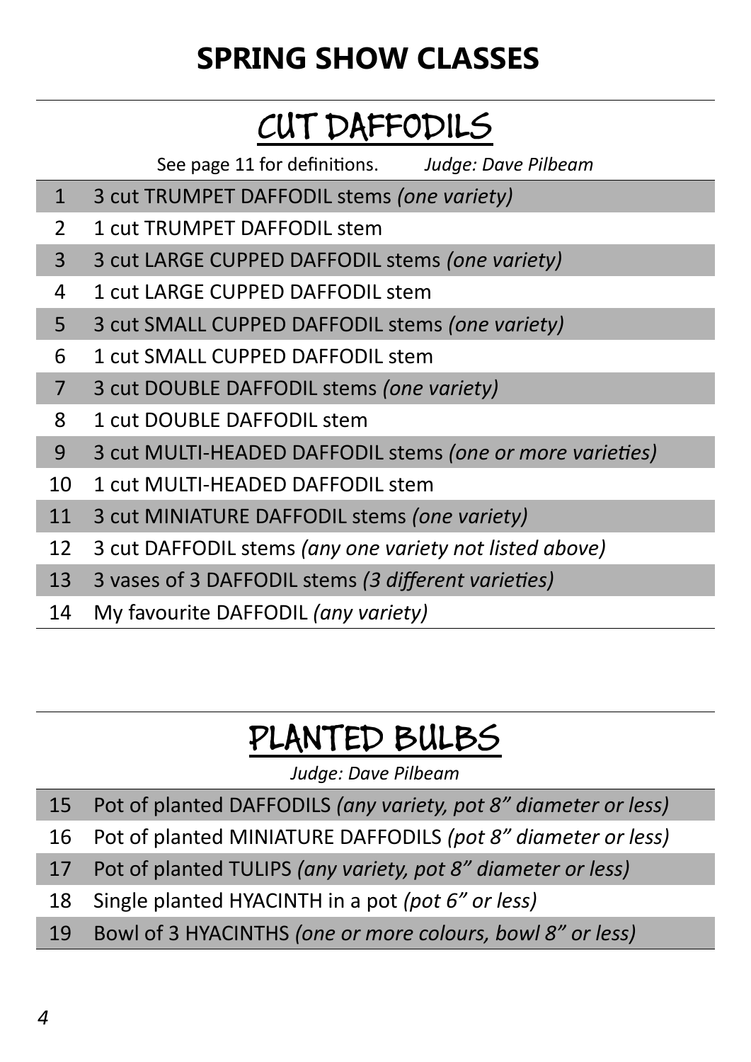# SPRING SHOW CLASSES

## CUT DAFFODILS

See page 11 for definitions. *Judge: Dave Pilbeam*

| | |
|---|---|
| 1 | 3 cut TRUMPET DAFFODIL stems *(one variety)* |
| 2 | 1 cut TRUMPET DAFFODIL stem |
| 3 | 3 cut LARGE CUPPED DAFFODIL stems *(one variety)* |
| 4 | 1 cut LARGE CUPPED DAFFODIL stem |
| 5 | 3 cut SMALL CUPPED DAFFODIL stems *(one variety)* |
| 6 | 1 cut SMALL CUPPED DAFFODIL stem |
| 7 | 3 cut DOUBLE DAFFODIL stems *(one variety)* |
| 8 | 1 cut DOUBLE DAFFODIL stem |
| 9 | 3 cut MULTI-HEADED DAFFODIL stems *(one or more varieties)* |
| 10 | 1 cut MULTI-HEADED DAFFODIL stem |
| 11 | 3 cut MINIATURE DAFFODIL stems *(one variety)* |
| 12 | 3 cut DAFFODIL stems *(any one variety not listed above)* |
| 13 | 3 vases of 3 DAFFODIL stems *(3 different varieties)* |
| 14 | My favourite DAFFODIL *(any variety)* |

## PLANTED BULBS

*Judge: Dave Pilbeam*

| | |
|---|---|
| 15 | Pot of planted DAFFODILS *(any variety, pot 8" diameter or less)* |
| 16 | Pot of planted MINIATURE DAFFODILS *(pot 8" diameter or less)* |
| 17 | Pot of planted TULIPS *(any variety, pot 8" diameter or less)* |
| 18 | Single planted HYACINTH in a pot *(pot 6" or less)* |
| 19 | Bowl of 3 HYACINTHS *(one or more colours, bowl 8" or less)* |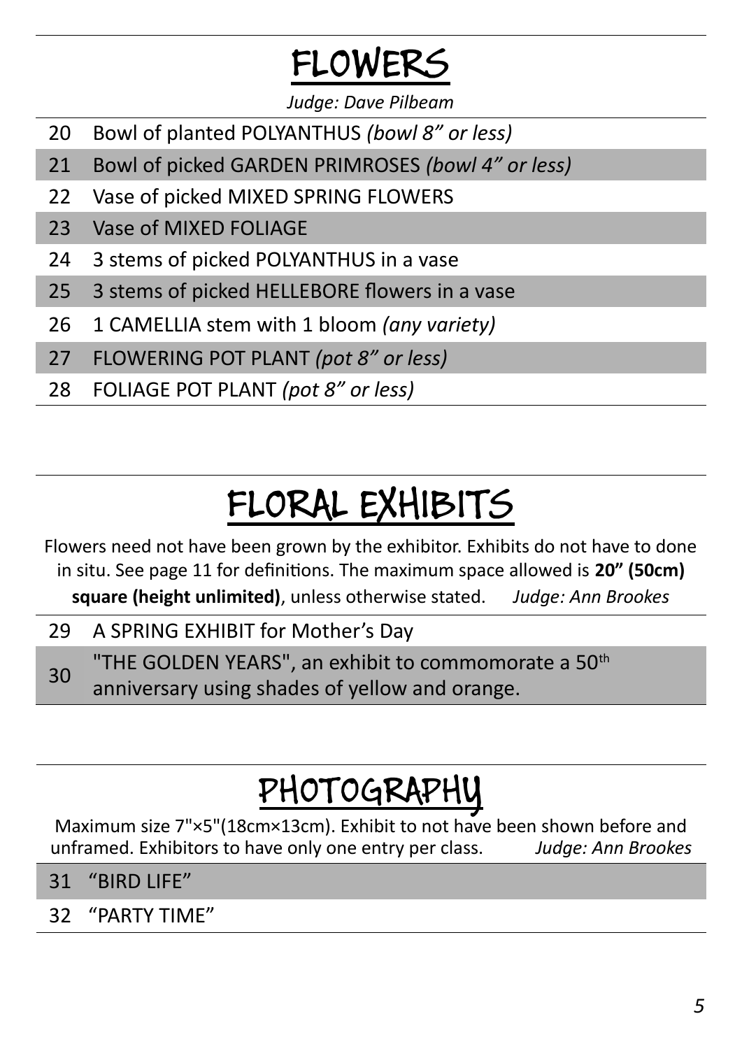# FLOWERS

*Judge: Dave Pilbeam*

| | |
|---|---|
| 20 | Bowl of planted POLYANTHUS *(bowl 8" or less)* |
| 21 | Bowl of picked GARDEN PRIMROSES *(bowl 4" or less)* |
| 22 | Vase of picked MIXED SPRING FLOWERS |
| 23 | Vase of MIXED FOLIAGE |
| 24 | 3 stems of picked POLYANTHUS in a vase |
| 25 | 3 stems of picked HELLEBORE flowers in a vase |
| 26 | 1 CAMELLIA stem with 1 bloom *(any variety)* |
| 27 | FLOWERING POT PLANT *(pot 8" or less)* |
| 28 | FOLIAGE POT PLANT *(pot 8" or less)* |

# FLORAL EXHIBITS

Flowers need not have been grown by the exhibitor. Exhibits do not have to done in situ. See page 11 for definitions. The maximum space allowed is **20" (50cm) square (height unlimited)**, unless otherwise stated. *Judge: Ann Brookes*

| | |
|---|---|
| 29 | A SPRING EXHIBIT for Mother's Day |
| 30 | "THE GOLDEN YEARS", an exhibit to commomorate a 50th anniversary using shades of yellow and orange. |

# PHOTOGRAPHY

Maximum size 7"×5"(18cm×13cm). Exhibit to not have been shown before and unframed. Exhibitors to have only one entry per class. *Judge: Ann Brookes*

| | |
|---|---|
| 31 | "BIRD LIFE" |
| 32 | "PARTY TIME" |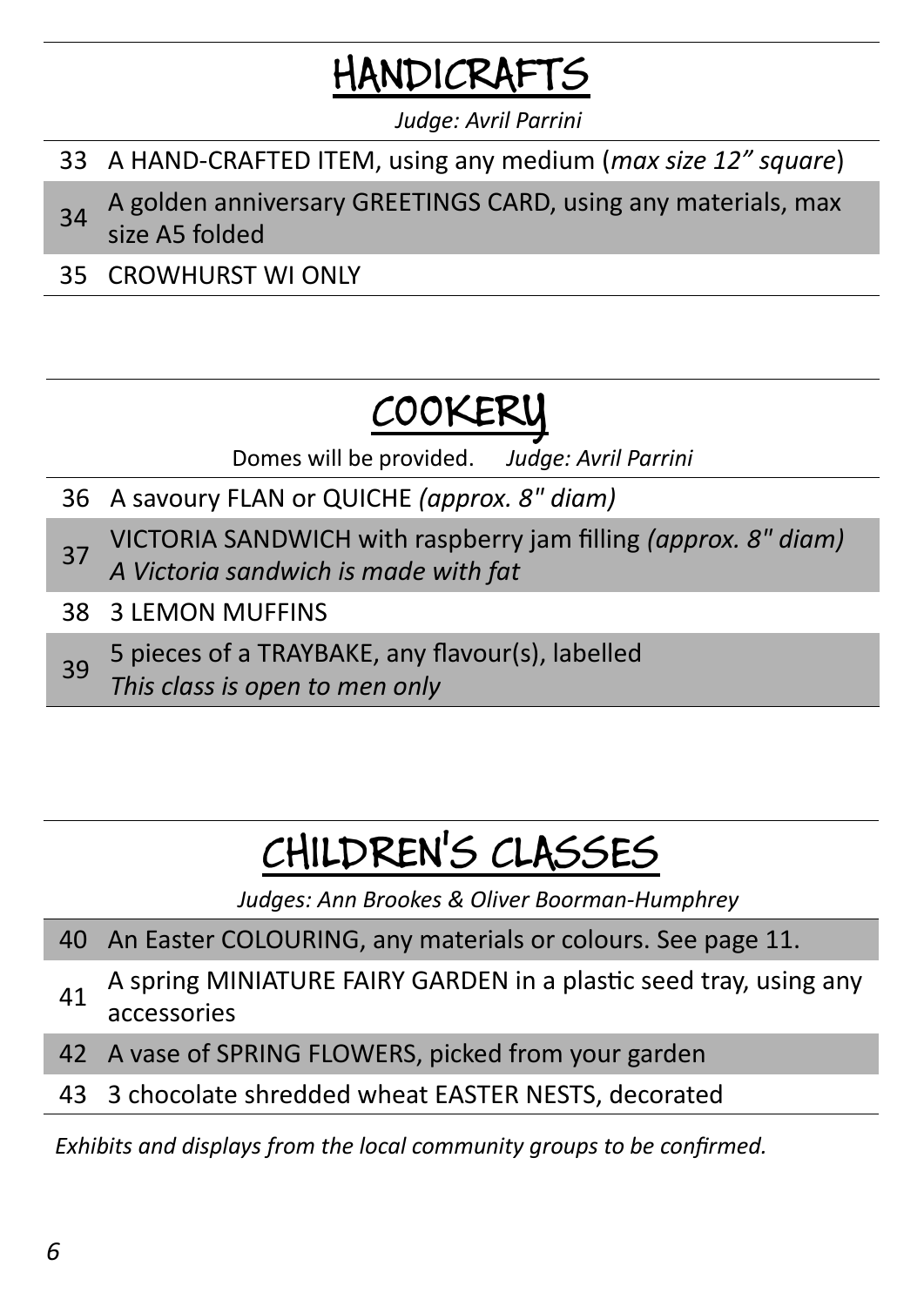## HANDICRAFTS

*Judge: Avril Parrini*

| | |
|---|---|
| 33 | A HAND-CRAFTED ITEM, using any medium (*max size 12" square*) |
| 34 | A golden anniversary GREETINGS CARD, using any materials, max size A5 folded |
| 35 | CROWHURST WI ONLY |

## COOKERY

Domes will be provided. *Judge: Avril Parrini*

| | |
|---|---|
| 36 | A savoury FLAN or QUICHE *(approx. 8" diam)* |
| 37 | VICTORIA SANDWICH with raspberry jam filling *(approx. 8" diam)* *A Victoria sandwich is made with fat* |
| 38 | 3 LEMON MUFFINS |
| 39 | 5 pieces of a TRAYBAKE, any flavour(s), labelled *This class is open to men only* |

## CHILDREN'S CLASSES

*Judges: Ann Brookes & Oliver Boorman-Humphrey*

| | |
|---|---|
| 40 | An Easter COLOURING, any materials or colours. See page 11. |
| 41 | A spring MINIATURE FAIRY GARDEN in a plastic seed tray, using any accessories |
| 42 | A vase of SPRING FLOWERS, picked from your garden |
| 43 | 3 chocolate shredded wheat EASTER NESTS, decorated |

*Exhibits and displays from the local community groups to be confirmed.*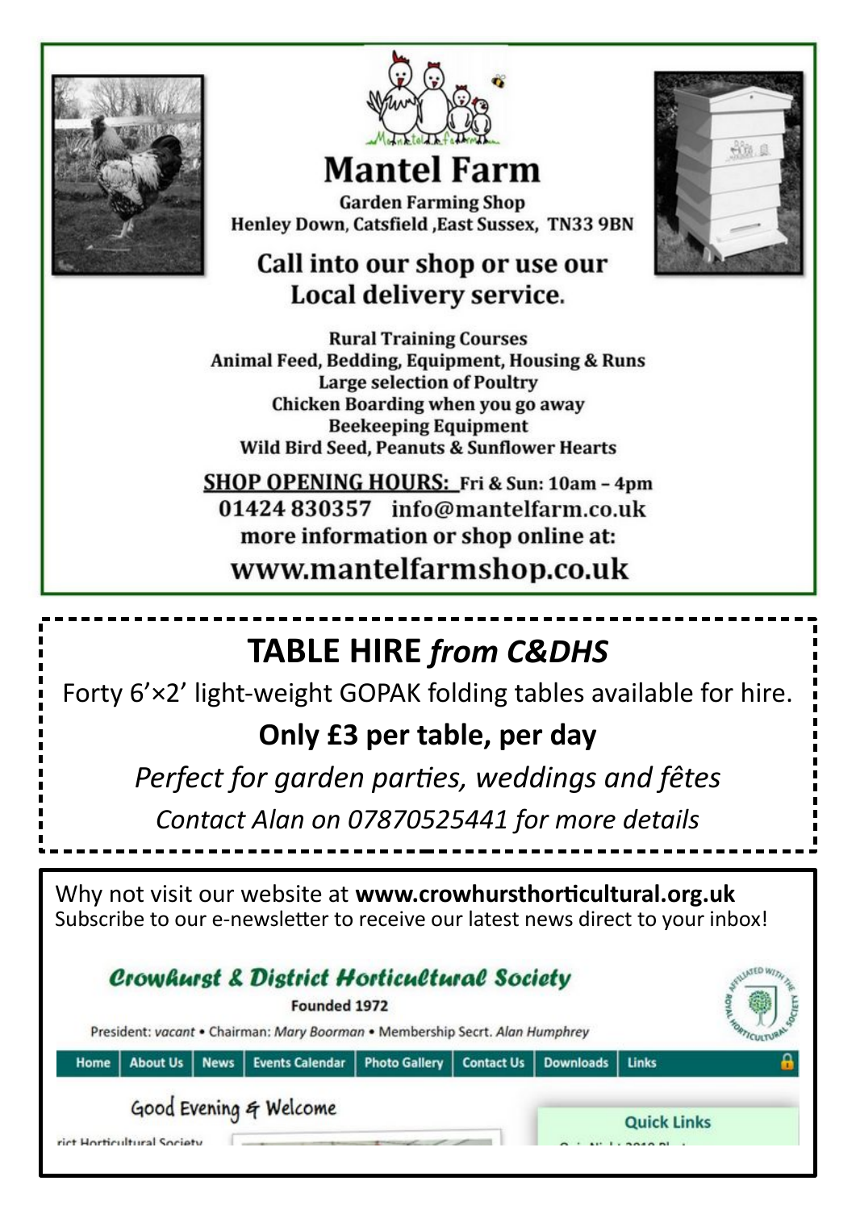# Mantel Farm

**Garden Farming Shop**
**Henley Down, Catsfield ,East Sussex, TN33 9BN**

## Call into our shop or use our Local delivery service.

**Rural Training Courses**
**Animal Feed, Bedding, Equipment, Housing & Runs**
**Large selection of Poultry**
**Chicken Boarding when you go away**
**Beekeeping Equipment**
**Wild Bird Seed, Peanuts & Sunflower Hearts**

**SHOP OPENING HOURS:** **Fri & Sun: 10am – 4pm**
**01424 830357 info@mantelfarm.co.uk**
**more information or shop online at:**
**www.mantelfarmshop.co.uk**

---

# TABLE HIRE *from C&DHS*

Forty 6’×2’ light-weight GOPAK folding tables available for hire.

**Only £3 per table, per day**

*Perfect for garden parties, weddings and fêtes*

*Contact Alan on 07870525441 for more details*

---

Why not visit our website at **www.crowhursthorticultural.org.uk**
Subscribe to our e-newsletter to receive our latest news direct to your inbox!

**Crowhurst & District Horticultural Society**
Founded 1972
President: *vacant* • Chairman: *Mary Boorman* • Membership Secrt. *Alan Humphrey*

Home | About Us | News | Events Calendar | Photo Gallery | Contact Us | Downloads | Links

Good Evening & Welcome

Quick Links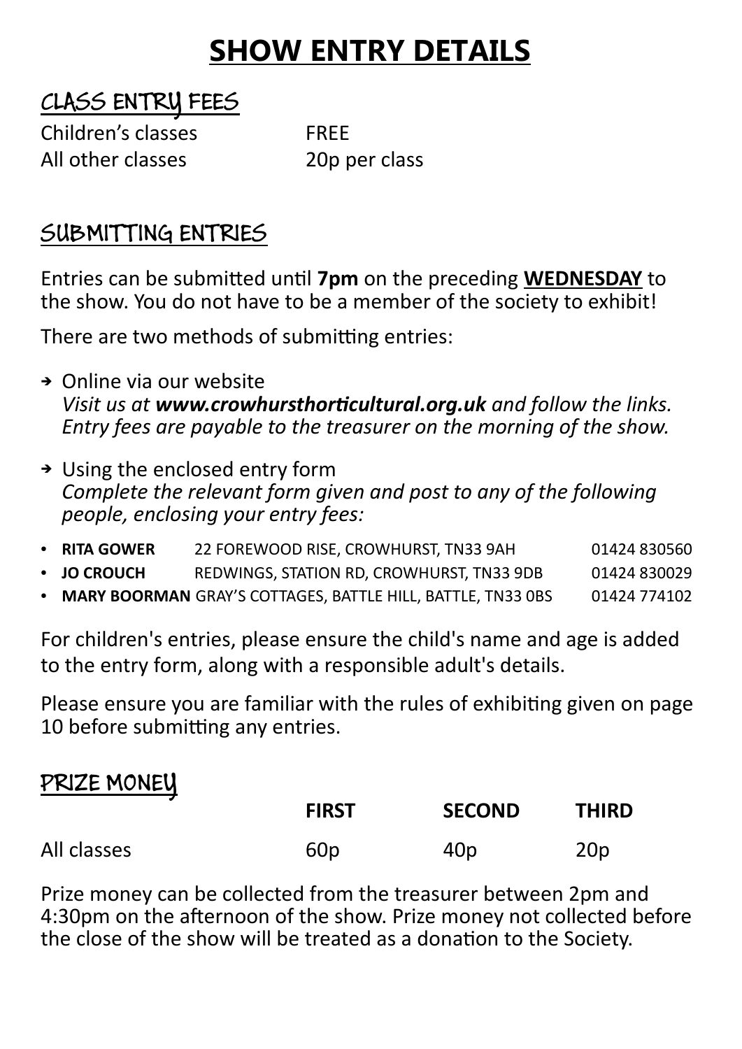# SHOW ENTRY DETAILS

## CLASS ENTRY FEES

| | |
|---|---|
| Children's classes | FREE |
| All other classes | 20p per class |

## SUBMITTING ENTRIES

Entries can be submitted until **7pm** on the preceding **WEDNESDAY** to the show. You do not have to be a member of the society to exhibit!

There are two methods of submitting entries:

- Online via our website
  *Visit us at **www.crowhursthorticultural.org.uk** and follow the links. Entry fees are payable to the treasurer on the morning of the show.*
- Using the enclosed entry form
  *Complete the relevant form given and post to any of the following people, enclosing your entry fees:*

| | | |
|---|---|---|
| **RITA GOWER** | 22 FOREWOOD RISE, CROWHURST, TN33 9AH | 01424 830560 |
| **JO CROUCH** | REDWINGS, STATION RD, CROWHURST, TN33 9DB | 01424 830029 |
| **MARY BOORMAN** | GRAY'S COTTAGES, BATTLE HILL, BATTLE, TN33 0BS | 01424 774102 |

For children's entries, please ensure the child's name and age is added to the entry form, along with a responsible adult's details.

Please ensure you are familiar with the rules of exhibiting given on page 10 before submitting any entries.

## PRIZE MONEY

| | FIRST | SECOND | THIRD |
|---|---|---|---|
| All classes | 60p | 40p | 20p |

Prize money can be collected from the treasurer between 2pm and 4:30pm on the afternoon of the show. Prize money not collected before the close of the show will be treated as a donation to the Society.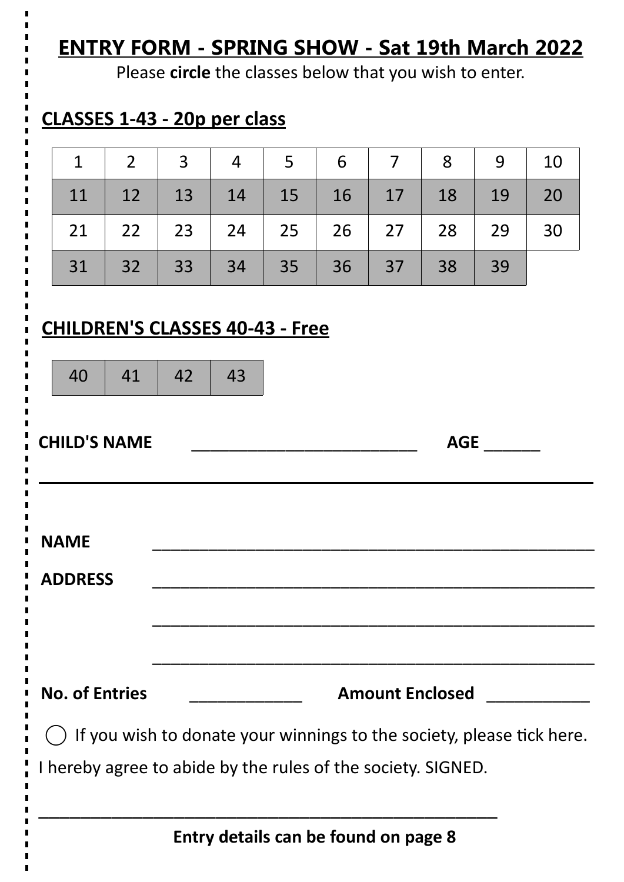## ENTRY FORM - SPRING SHOW - Sat 19th March 2022

Please **circle** the classes below that you wish to enter.

### CLASSES 1-43 - 20p per class

| | | | | | | | | | |
|---|---|---|---|---|---|---|---|---|---|
| 1 | 2 | 3 | 4 | 5 | 6 | 7 | 8 | 9 | 10 |
| 11 | 12 | 13 | 14 | 15 | 16 | 17 | 18 | 19 | 20 |
| 21 | 22 | 23 | 24 | 25 | 26 | 27 | 28 | 29 | 30 |
| 31 | 32 | 33 | 34 | 35 | 36 | 37 | 38 | 39 | |

### CHILDREN'S CLASSES 40-43 - Free

| | | | |
|---|---|---|---|
| 40 | 41 | 42 | 43 |

**CHILD'S NAME** ___________________________ **AGE** ______

---

**NAME** ______________________________________________________

**ADDRESS** ______________________________________________________

______________________________________________________

______________________________________________________

**No. of Entries** _____________ **Amount Enclosed** ____________

◯ If you wish to donate your winnings to the society, please tick here.

I hereby agree to abide by the rules of the society. SIGNED.

________________________________________________________

**Entry details can be found on page 8**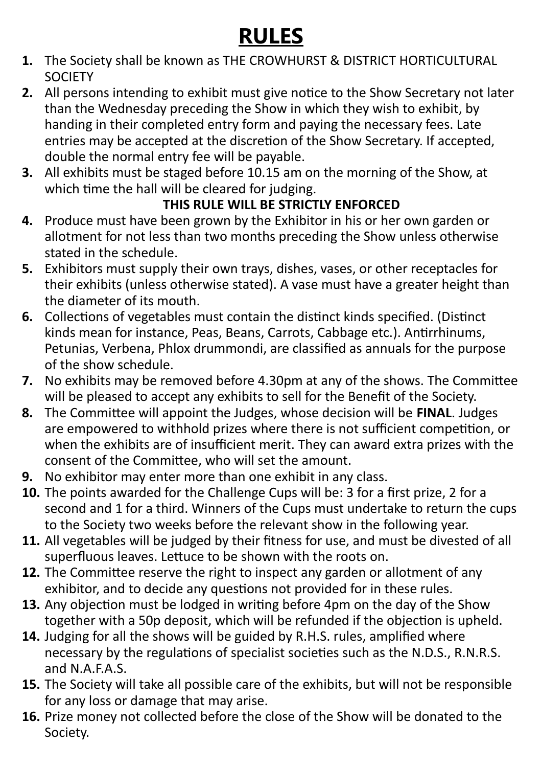# RULES

1. The Society shall be known as THE CROWHURST & DISTRICT HORTICULTURAL SOCIETY
2. All persons intending to exhibit must give notice to the Show Secretary not later than the Wednesday preceding the Show in which they wish to exhibit, by handing in their completed entry form and paying the necessary fees. Late entries may be accepted at the discretion of the Show Secretary. If accepted, double the normal entry fee will be payable.
3. All exhibits must be staged before 10.15 am on the morning of the Show, at which time the hall will be cleared for judging.

   **THIS RULE WILL BE STRICTLY ENFORCED**
4. Produce must have been grown by the Exhibitor in his or her own garden or allotment for not less than two months preceding the Show unless otherwise stated in the schedule.
5. Exhibitors must supply their own trays, dishes, vases, or other receptacles for their exhibits (unless otherwise stated). A vase must have a greater height than the diameter of its mouth.
6. Collections of vegetables must contain the distinct kinds specified. (Distinct kinds mean for instance, Peas, Beans, Carrots, Cabbage etc.). Antirrhinums, Petunias, Verbena, Phlox drummondi, are classified as annuals for the purpose of the show schedule.
7. No exhibits may be removed before 4.30pm at any of the shows. The Committee will be pleased to accept any exhibits to sell for the Benefit of the Society.
8. The Committee will appoint the Judges, whose decision will be **FINAL**. Judges are empowered to withhold prizes where there is not sufficient competition, or when the exhibits are of insufficient merit. They can award extra prizes with the consent of the Committee, who will set the amount.
9. No exhibitor may enter more than one exhibit in any class.
10. The points awarded for the Challenge Cups will be: 3 for a first prize, 2 for a second and 1 for a third. Winners of the Cups must undertake to return the cups to the Society two weeks before the relevant show in the following year.
11. All vegetables will be judged by their fitness for use, and must be divested of all superfluous leaves. Lettuce to be shown with the roots on.
12. The Committee reserve the right to inspect any garden or allotment of any exhibitor, and to decide any questions not provided for in these rules.
13. Any objection must be lodged in writing before 4pm on the day of the Show together with a 50p deposit, which will be refunded if the objection is upheld.
14. Judging for all the shows will be guided by R.H.S. rules, amplified where necessary by the regulations of specialist societies such as the N.D.S., R.N.R.S. and N.A.F.A.S.
15. The Society will take all possible care of the exhibits, but will not be responsible for any loss or damage that may arise.
16. Prize money not collected before the close of the Show will be donated to the Society.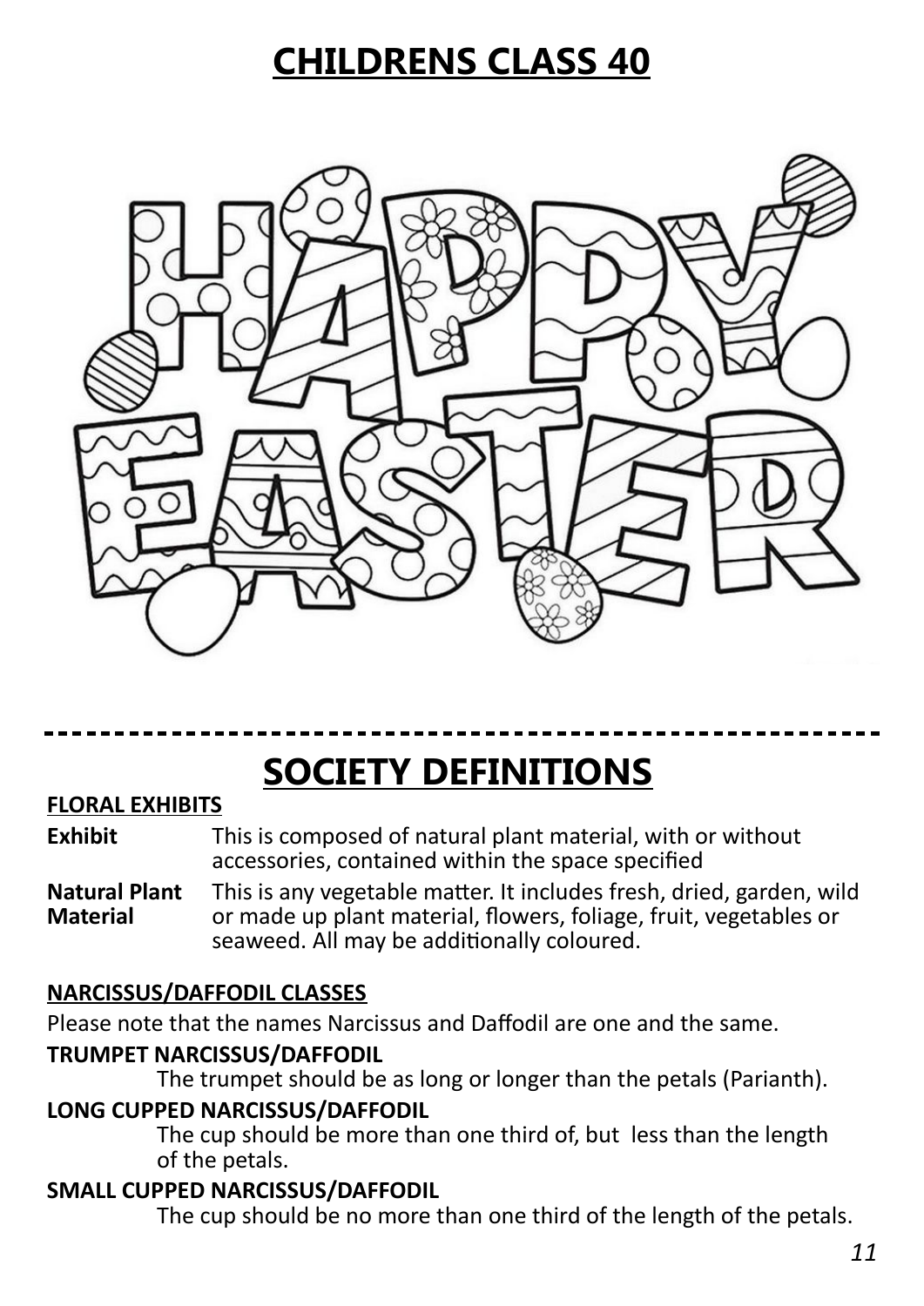# CHILDRENS CLASS 40

# SOCIETY DEFINITIONS

**FLORAL EXHIBITS**

**Exhibit** This is composed of natural plant material, with or without accessories, contained within the space specified

**Natural Plant Material** This is any vegetable matter. It includes fresh, dried, garden, wild or made up plant material, flowers, foliage, fruit, vegetables or seaweed. All may be additionally coloured.

**NARCISSUS/DAFFODIL CLASSES**

Please note that the names Narcissus and Daffodil are one and the same.

**TRUMPET NARCISSUS/DAFFODIL**

The trumpet should be as long or longer than the petals (Parianth).

**LONG CUPPED NARCISSUS/DAFFODIL**

The cup should be more than one third of, but less than the length of the petals.

**SMALL CUPPED NARCISSUS/DAFFODIL**

The cup should be no more than one third of the length of the petals.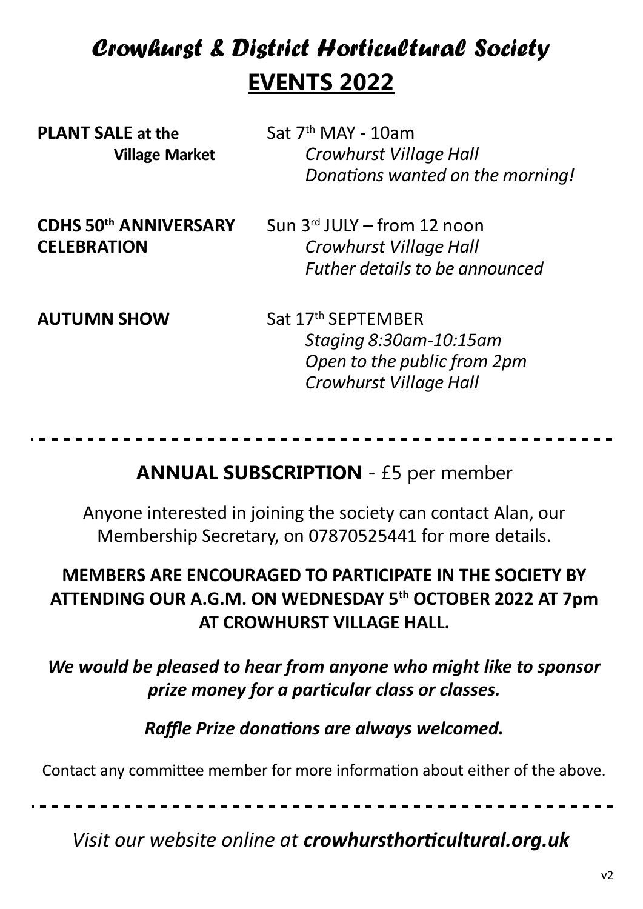# *Crowhurst & District Horticultural Society*

## EVENTS 2022

**PLANT SALE at the Village Market** — Sat 7th MAY - 10am
*Crowhurst Village Hall*
*Donations wanted on the morning!*

**CDHS 50th ANNIVERSARY CELEBRATION** — Sun 3rd JULY – from 12 noon
*Crowhurst Village Hall*
*Futher details to be announced*

**AUTUMN SHOW** — Sat 17th SEPTEMBER
*Staging 8:30am-10:15am*
*Open to the public from 2pm*
*Crowhurst Village Hall*

---

**ANNUAL SUBSCRIPTION** - £5 per member

Anyone interested in joining the society can contact Alan, our Membership Secretary, on 07870525441 for more details.

**MEMBERS ARE ENCOURAGED TO PARTICIPATE IN THE SOCIETY BY ATTENDING OUR A.G.M. ON WEDNESDAY 5th OCTOBER 2022 AT 7pm AT CROWHURST VILLAGE HALL.**

***We would be pleased to hear from anyone who might like to sponsor prize money for a particular class or classes.***

***Raffle Prize donations are always welcomed.***

Contact any committee member for more information about either of the above.

---

*Visit our website online at **crowhursthorticultural.org.uk***

v2